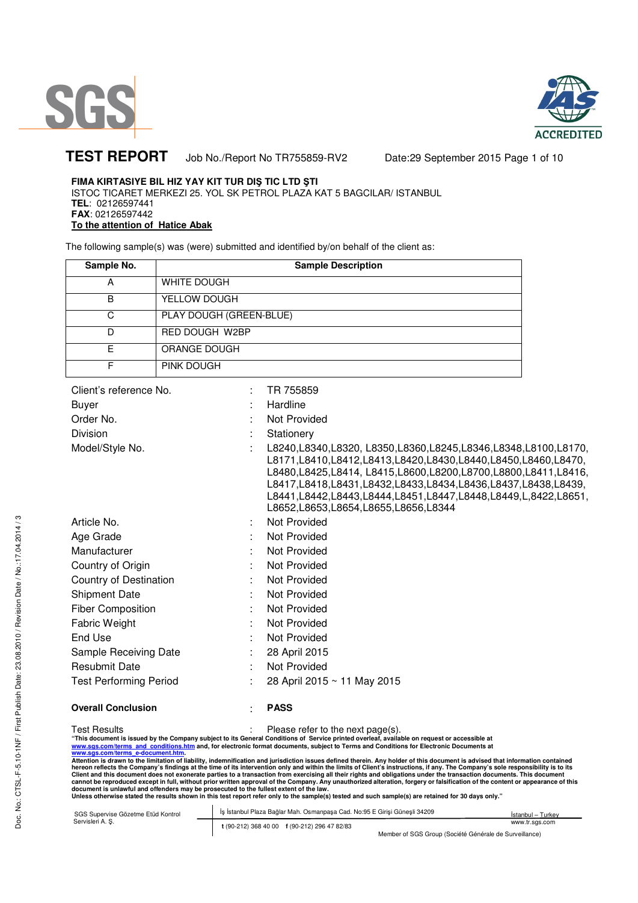# TEST REPORT

Job No./Report No TR755859-RV2 Date:29 September 2015

**FIMA KIRTASIYE BIL HIZ YAY KIT TUR DIŞ TIC LTD ŞTI**
ISTOC TICARET MERKEZI 25. YOL SK PETROL PLAZA KAT 5 BAGCILAR/ ISTANBUL
**TEL**: 02126597441
**FAX**: 02126597442
**To the attention of Hatice Abak**

The following sample(s) was (were) submitted and identified by/on behalf of the client as:

| Sample No. | Sample Description |
|---|---|
| A | WHITE DOUGH |
| B | YELLOW DOUGH |
| C | PLAY DOUGH (GREEN-BLUE) |
| D | RED DOUGH W2BP |
| E | ORANGE DOUGH |
| F | PINK DOUGH |

| | | |
|---|---|---|
| Client's reference No. | : | TR 755859 |
| Buyer | : | Hardline |
| Order No. | : | Not Provided |
| Division | : | Stationery |
| Model/Style No. | : | L8240,L8340,L8320, L8350,L8360,L8245,L8346,L8348,L8100,L8170, L8171,L8410,L8412,L8413,L8420,L8430,L8440,L8450,L8460,L8470, L8480,L8425,L8414, L8415,L8600,L8200,L8700,L8800,L8411,L8416, L8417,L8418,L8431,L8432,L8433,L8434,L8436,L8437,L8438,L8439, L8441,L8442,L8443,L8444,L8451,L8447,L8448,L8449,L,8422,L8651, L8652,L8653,L8654,L8655,L8656,L8344 |
| Article No. | : | Not Provided |
| Age Grade | : | Not Provided |
| Manufacturer | : | Not Provided |
| Country of Origin | : | Not Provided |
| Country of Destination | : | Not Provided |
| Shipment Date | : | Not Provided |
| Fiber Composition | : | Not Provided |
| Fabric Weight | : | Not Provided |
| End Use | : | Not Provided |
| Sample Receiving Date | : | 28 April 2015 |
| Resubmit Date | : | Not Provided |
| Test Performing Period | : | 28 April 2015 ~ 11 May 2015 |
| **Overall Conclusion** | : | **PASS** |
| Test Results | : | Please refer to the next page(s). |

**"This document is issued by the Company subject to its General Conditions of Service printed overleaf, available on request or accessible at www.sgs.com/terms_and_conditions.htm and, for electronic format documents, subject to Terms and Conditions for Electronic Documents at www.sgs.com/terms_e-document.htm.**
**Attention is drawn to the limitation of liability, indemnification and jurisdiction issues defined therein. Any holder of this document is advised that information contained hereon reflects the Company's findings at the time of its intervention only and within the limits of Client's instructions, if any. The Company's sole responsibility is to its Client and this document does not exonerate parties to a transaction from exercising all their rights and obligations under the transaction documents. This document cannot be reproduced except in full, without prior written approval of the Company. Any unauthorized alteration, forgery or falsification of the content or appearance of this document is unlawful and offenders may be prosecuted to the fullest extent of the law.**
**Unless otherwise stated the results shown in this test report refer only to the sample(s) tested and such sample(s) are retained for 30 days only."**

SGS Supervise Gözetme Etüd Kontrol Servisleri A. Ş. | İş İstanbul Plaza Bağlar Mah. Osmanpaşa Cad. No:95 E Girişi Güneşli 34209 | t (90-212) 368 40 00 f (90-212) 296 47 82/83 | İstanbul – Turkey www.tr.sgs.com

Member of SGS Group (Société Générale de Surveillance)

Doc. No.: CTSL-F-5.10-INF / First Publish Date: 23.08.2010 / Revision Date / No.:17.04.2014 / 3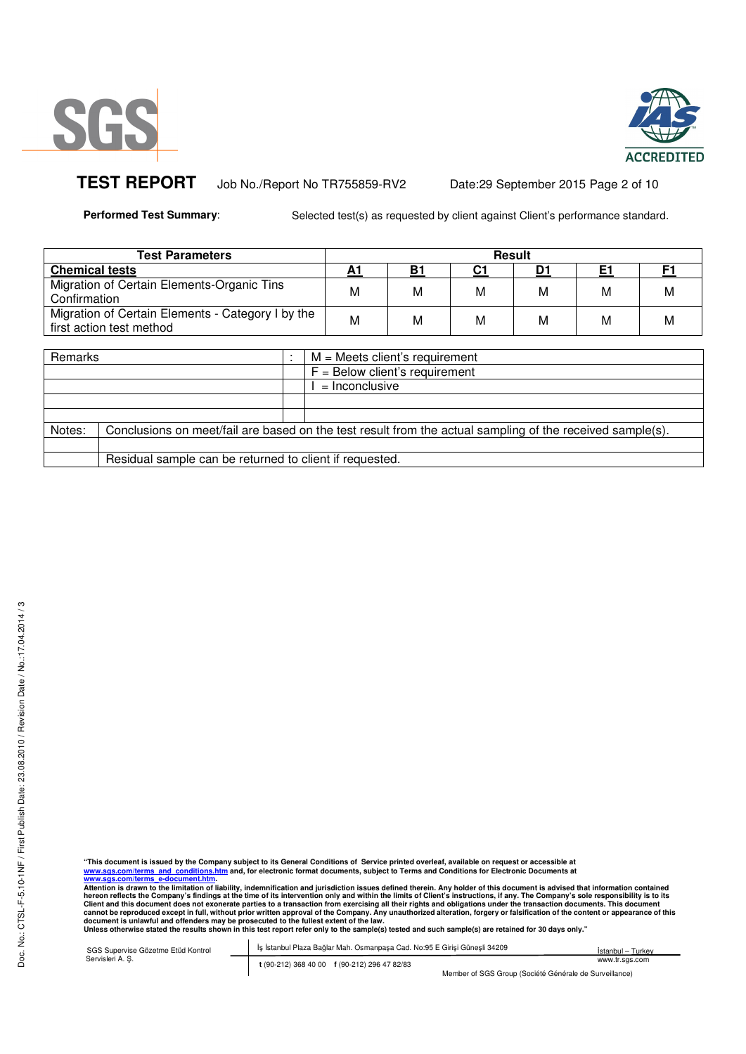**TEST REPORT** Job No./Report No TR755859-RV2 Date:29 September 2015

**Performed Test Summary**: Selected test(s) as requested by client against Client's performance standard.

| Test Parameters | Result | | | | | |
|---|---|---|---|---|---|---|
| **Chemical tests** | **A1** | **B1** | **C1** | **D1** | **E1** | **F1** |
| Migration of Certain Elements-Organic Tins Confirmation | M | M | M | M | M | M |
| Migration of Certain Elements - Category I by the first action test method | M | M | M | M | M | M |

| Remarks | : | M = Meets client's requirement |
|---|---|---|
| | | F = Below client's requirement |
| | | I = Inconclusive |

Notes: Conclusions on meet/fail are based on the test result from the actual sampling of the received sample(s).

Residual sample can be returned to client if requested.

**"This document is issued by the Company subject to its General Conditions of Service printed overleaf, available on request or accessible at www.sgs.com/terms_and_conditions.htm and, for electronic format documents, subject to Terms and Conditions for Electronic Documents at www.sgs.com/terms_e-document.htm.**
**Attention is drawn to the limitation of liability, indemnification and jurisdiction issues defined therein. Any holder of this document is advised that information contained hereon reflects the Company's findings at the time of its intervention only and within the limits of Client's instructions, if any. The Company's sole responsibility is to its Client and this document does not exonerate parties to a transaction from exercising all their rights and obligations under the transaction documents. This document cannot be reproduced except in full, without prior written approval of the Company. Any unauthorized alteration, forgery or falsification of the content or appearance of this document is unlawful and offenders may be prosecuted to the fullest extent of the law.**
**Unless otherwise stated the results shown in this test report refer only to the sample(s) tested and such sample(s) are retained for 30 days only."**

SGS Supervise Gözetme Etüd Kontrol Servisleri A. Ş. | İş İstanbul Plaza Bağlar Mah. Osmanpaşa Cad. No:95 E Girişi Güneşli 34209 | İstanbul – Turkey
t (90-212) 368 40 00 f (90-212) 296 47 82/83 | www.tr.sgs.com

Member of SGS Group (Société Générale de Surveillance)

Doc. No.: CTSL-F-5.10-1NF / First Publish Date: 23.08.2010 / Revision Date / No.:17.04.2014 / 3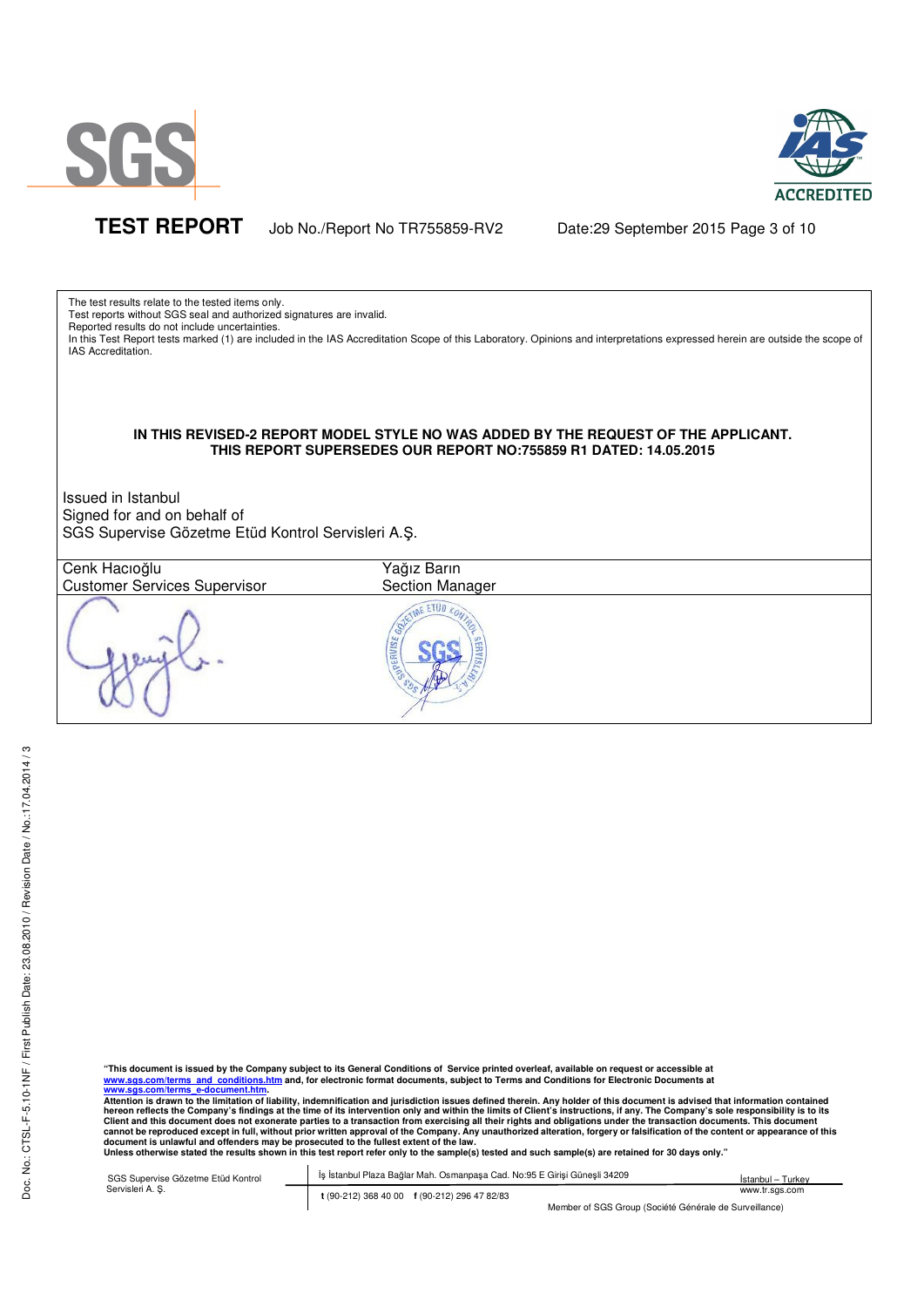The test results relate to the tested items only.
Test reports without SGS seal and authorized signatures are invalid.
Reported results do not include uncertainties.
In this Test Report tests marked (1) are included in the IAS Accreditation Scope of this Laboratory. Opinions and interpretations expressed herein are outside the scope of IAS Accreditation.

**IN THIS REVISED-2 REPORT MODEL STYLE NO WAS ADDED BY THE REQUEST OF THE APPLICANT.**
**THIS REPORT SUPERSEDES OUR REPORT NO:755859 R1 DATED: 14.05.2015**

Issued in Istanbul
Signed for and on behalf of
SGS Supervise Gözetme Etüd Kontrol Servisleri A.Ş.

| Cenk Hacıoğlu<br>Customer Services Supervisor | Yağız Barın<br>Section Manager |
|---|---|

"This document is issued by the Company subject to its General Conditions of Service printed overleaf, available on request or accessible at www.sgs.com/terms_and_conditions.htm and, for electronic format documents, subject to Terms and Conditions for Electronic Documents at www.sgs.com/terms_e-document.htm.
Attention is drawn to the limitation of liability, indemnification and jurisdiction issues defined therein. Any holder of this document is advised that information contained hereon reflects the Company's findings at the time of its intervention only and within the limits of Client's instructions, if any. The Company's sole responsibility is to its Client and this document does not exonerate parties to a transaction from exercising all their rights and obligations under the transaction documents. This document cannot be reproduced except in full, without prior written approval of the Company. Any unauthorized alteration, forgery or falsification of the content or appearance of this document is unlawful and offenders may be prosecuted to the fullest extent of the law.
Unless otherwise stated the results shown in this test report refer only to the sample(s) tested and such sample(s) are retained for 30 days only."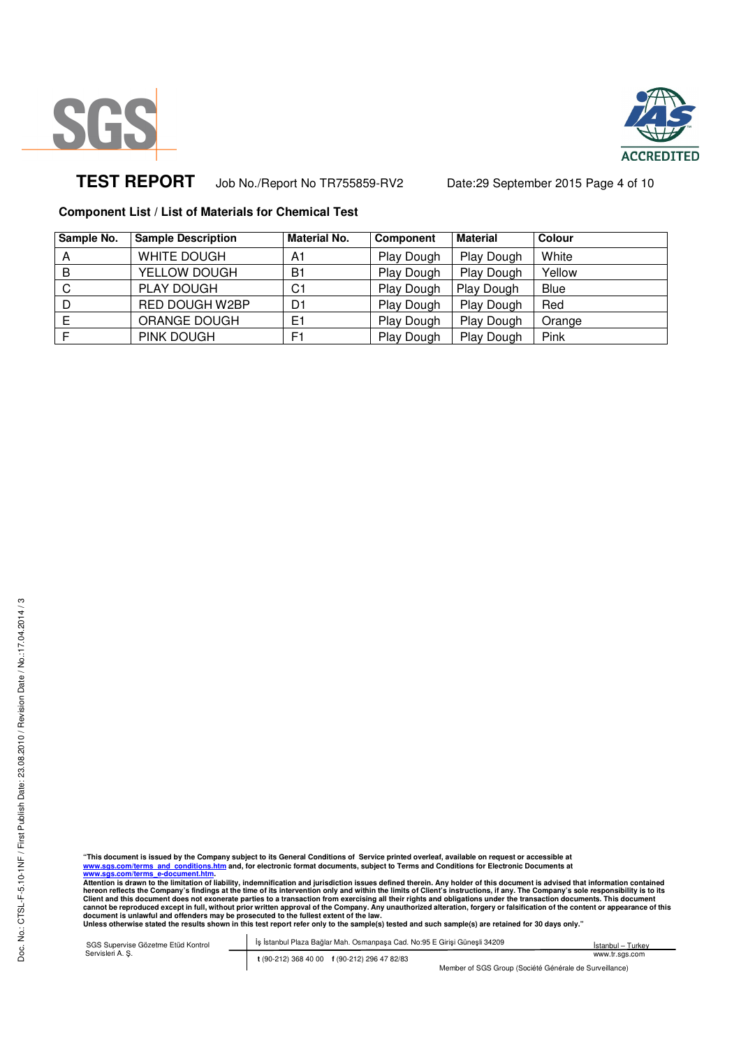**TEST REPORT** Job No./Report No TR755859-RV2 Date:29 September 2015

**Component List / List of Materials for Chemical Test**

| Sample No. | Sample Description | Material No. | Component | Material | Colour |
|---|---|---|---|---|---|
| A | WHITE DOUGH | A1 | Play Dough | Play Dough | White |
| B | YELLOW DOUGH | B1 | Play Dough | Play Dough | Yellow |
| C | PLAY DOUGH | C1 | Play Dough | Play Dough | Blue |
| D | RED DOUGH W2BP | D1 | Play Dough | Play Dough | Red |
| E | ORANGE DOUGH | E1 | Play Dough | Play Dough | Orange |
| F | PINK DOUGH | F1 | Play Dough | Play Dough | Pink |

**"This document is issued by the Company subject to its General Conditions of Service printed overleaf, available on request or accessible at www.sgs.com/terms_and_conditions.htm and, for electronic format documents, subject to Terms and Conditions for Electronic Documents at www.sgs.com/terms_e-document.htm.**
**Attention is drawn to the limitation of liability, indemnification and jurisdiction issues defined therein. Any holder of this document is advised that information contained hereon reflects the Company's findings at the time of its intervention only and within the limits of Client's instructions, if any. The Company's sole responsibility is to its Client and this document does not exonerate parties to a transaction from exercising all their rights and obligations under the transaction documents. This document cannot be reproduced except in full, without prior written approval of the Company. Any unauthorized alteration, forgery or falsification of the content or appearance of this document is unlawful and offenders may be prosecuted to the fullest extent of the law.**
**Unless otherwise stated the results shown in this test report refer only to the sample(s) tested and such sample(s) are retained for 30 days only."**

SGS Supervise Gözetme Etüd Kontrol Servisleri A. Ş. | İş İstanbul Plaza Bağlar Mah. Osmanpaşa Cad. No:95 E Girişi Güneşli 34209 | İstanbul – Turkey
t (90-212) 368 40 00 f (90-212) 296 47 82/83 | www.tr.sgs.com

Member of SGS Group (Société Générale de Surveillance)

Doc. No.: CTSL-F-5.10-1NF / First Publish Date: 23.08.2010 / Revision Date / No.:17.04.2014 / 3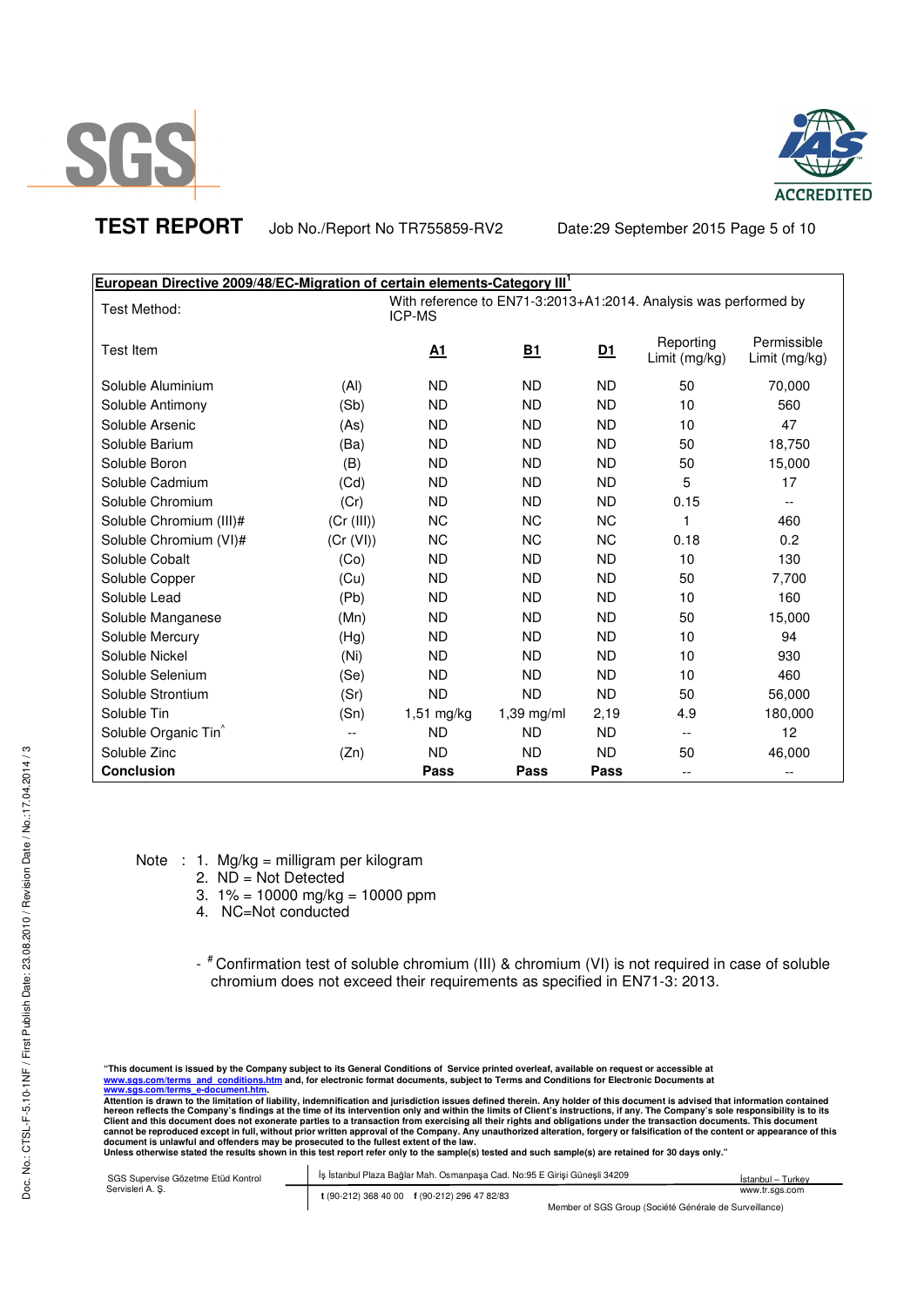**TEST REPORT** Job No./Report No TR755859-RV2 Date:29 September 2015

| European Directive 2009/48/EC-Migration of certain elements-Category III[1] | | | | | | |
|---|---|---|---|---|---|---|
| Test Method: | | With reference to EN71-3:2013+A1:2014. Analysis was performed by ICP-MS | | | | |
| Test Item | | **A1** | **B1** | **D1** | Reporting Limit (mg/kg) | Permissible Limit (mg/kg) |
| Soluble Aluminium | (Al) | ND | ND | ND | 50 | 70,000 |
| Soluble Antimony | (Sb) | ND | ND | ND | 10 | 560 |
| Soluble Arsenic | (As) | ND | ND | ND | 10 | 47 |
| Soluble Barium | (Ba) | ND | ND | ND | 50 | 18,750 |
| Soluble Boron | (B) | ND | ND | ND | 50 | 15,000 |
| Soluble Cadmium | (Cd) | ND | ND | ND | 5 | 17 |
| Soluble Chromium | (Cr) | ND | ND | ND | 0.15 | -- |
| Soluble Chromium (III)# | (Cr (III)) | NC | NC | NC | 1 | 460 |
| Soluble Chromium (VI)# | (Cr (VI)) | NC | NC | NC | 0.18 | 0.2 |
| Soluble Cobalt | (Co) | ND | ND | ND | 10 | 130 |
| Soluble Copper | (Cu) | ND | ND | ND | 50 | 7,700 |
| Soluble Lead | (Pb) | ND | ND | ND | 10 | 160 |
| Soluble Manganese | (Mn) | ND | ND | ND | 50 | 15,000 |
| Soluble Mercury | (Hg) | ND | ND | ND | 10 | 94 |
| Soluble Nickel | (Ni) | ND | ND | ND | 10 | 930 |
| Soluble Selenium | (Se) | ND | ND | ND | 10 | 460 |
| Soluble Strontium | (Sr) | ND | ND | ND | 50 | 56,000 |
| Soluble Tin | (Sn) | 1,51 mg/kg | 1,39 mg/ml | 2,19 | 4.9 | 180,000 |
| Soluble Organic Tin^ | -- | ND | ND | ND | -- | 12 |
| Soluble Zinc | (Zn) | ND | ND | ND | 50 | 46,000 |
| **Conclusion** | | **Pass** | **Pass** | **Pass** | -- | -- |

Note : 1. Mg/kg = milligram per kilogram
2. ND = Not Detected
3. 1% = 10000 mg/kg = 10000 ppm
4. NC=Not conducted

- # Confirmation test of soluble chromium (III) & chromium (VI) is not required in case of soluble chromium does not exceed their requirements as specified in EN71-3: 2013.

"This document is issued by the Company subject to its General Conditions of Service printed overleaf, available on request or accessible at www.sgs.com/terms_and_conditions.htm and, for electronic format documents, subject to Terms and Conditions for Electronic Documents at www.sgs.com/terms_e-document.htm.
Attention is drawn to the limitation of liability, indemnification and jurisdiction issues defined therein. Any holder of this document is advised that information contained hereon reflects the Company's findings at the time of its intervention only and within the limits of Client's instructions, if any. The Company's sole responsibility is to its Client and this document does not exonerate parties to a transaction from exercising all their rights and obligations under the transaction documents. This document cannot be reproduced except in full, without prior written approval of the Company. Any unauthorized alteration, forgery or falsification of the content or appearance of this document is unlawful and offenders may be prosecuted to the fullest extent of the law.
Unless otherwise stated the results shown in this test report refer only to the sample(s) tested and such sample(s) are retained for 30 days only."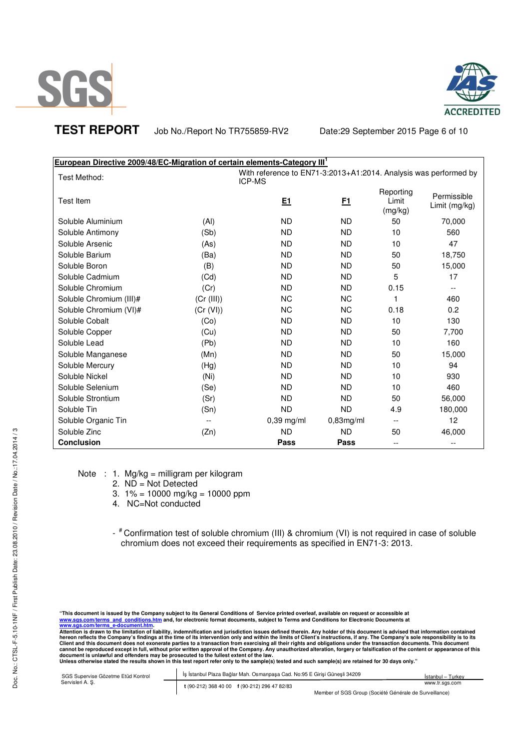**TEST REPORT** Job No./Report No TR755859-RV2 Date:29 September 2015

| **European Directive 2009/48/EC-Migration of certain elements-Category III**[1] | | | | | |
|---|---|---|---|---|---|
| Test Method: | | With reference to EN71-3:2013+A1:2014. Analysis was performed by ICP-MS | | | |
| Test Item | | **E1** | **F1** | Reporting Limit (mg/kg) | Permissible Limit (mg/kg) |
| Soluble Aluminium | (Al) | ND | ND | 50 | 70,000 |
| Soluble Antimony | (Sb) | ND | ND | 10 | 560 |
| Soluble Arsenic | (As) | ND | ND | 10 | 47 |
| Soluble Barium | (Ba) | ND | ND | 50 | 18,750 |
| Soluble Boron | (B) | ND | ND | 50 | 15,000 |
| Soluble Cadmium | (Cd) | ND | ND | 5 | 17 |
| Soluble Chromium | (Cr) | ND | ND | 0.15 | -- |
| Soluble Chromium (III)# | (Cr (III)) | NC | NC | 1 | 460 |
| Soluble Chromium (VI)# | (Cr (VI)) | NC | NC | 0.18 | 0.2 |
| Soluble Cobalt | (Co) | ND | ND | 10 | 130 |
| Soluble Copper | (Cu) | ND | ND | 50 | 7,700 |
| Soluble Lead | (Pb) | ND | ND | 10 | 160 |
| Soluble Manganese | (Mn) | ND | ND | 50 | 15,000 |
| Soluble Mercury | (Hg) | ND | ND | 10 | 94 |
| Soluble Nickel | (Ni) | ND | ND | 10 | 930 |
| Soluble Selenium | (Se) | ND | ND | 10 | 460 |
| Soluble Strontium | (Sr) | ND | ND | 50 | 56,000 |
| Soluble Tin | (Sn) | ND | ND | 4.9 | 180,000 |
| Soluble Organic Tin | -- | 0,39 mg/ml | 0,83mg/ml | -- | 12 |
| Soluble Zinc | (Zn) | ND | ND | 50 | 46,000 |
| **Conclusion** | | **Pass** | **Pass** | -- | -- |

Note : 
1. Mg/kg = milligram per kilogram
2. ND = Not Detected
3. 1% = 10000 mg/kg = 10000 ppm
4. NC=Not conducted

- # Confirmation test of soluble chromium (III) & chromium (VI) is not required in case of soluble chromium does not exceed their requirements as specified in EN71-3: 2013.

**"This document is issued by the Company subject to its General Conditions of Service printed overleaf, available on request or accessible at www.sgs.com/terms_and_conditions.htm and, for electronic format documents, subject to Terms and Conditions for Electronic Documents at www.sgs.com/terms_e-document.htm.**
**Attention is drawn to the limitation of liability, indemnification and jurisdiction issues defined therein. Any holder of this document is advised that information contained hereon reflects the Company's findings at the time of its intervention only and within the limits of Client's instructions, if any. The Company's sole responsibility is to its Client and this document does not exonerate parties to a transaction from exercising all their rights and obligations under the transaction documents. This document cannot be reproduced except in full, without prior written approval of the Company. Any unauthorized alteration, forgery or falsification of the content or appearance of this document is unlawful and offenders may be prosecuted to the fullest extent of the law.**
**Unless otherwise stated the results shown in this test report refer only to the sample(s) tested and such sample(s) are retained for 30 days only."**

SGS Supervise Gözetme Etüd Kontrol Servisleri A. Ş. | İş İstanbul Plaza Bağlar Mah. Osmanpaşa Cad. No:95 E Girişi Güneşli 34209 | İstanbul – Turkey
t (90-212) 368 40 00 f (90-212) 296 47 82/83 | www.tr.sgs.com
Member of SGS Group (Société Générale de Surveillance)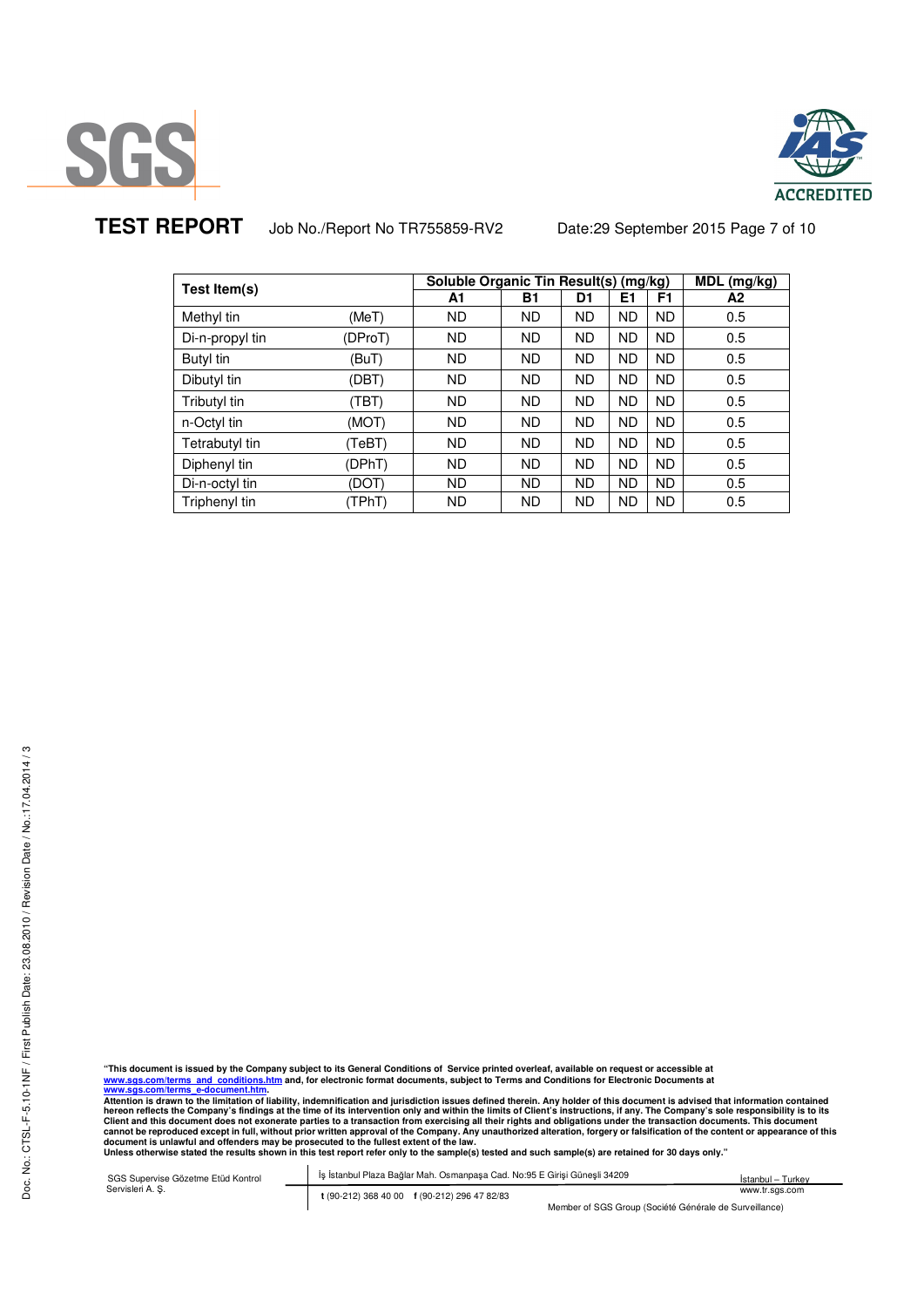**TEST REPORT** Job No./Report No TR755859-RV2 Date:29 September 2015

| Test Item(s) | | Soluble Organic Tin Result(s) (mg/kg) | | | | | MDL (mg/kg) |
|---|---|---|---|---|---|---|---|
| | | A1 | B1 | D1 | E1 | F1 | A2 |
| Methyl tin | (MeT) | ND | ND | ND | ND | ND | 0.5 |
| Di-n-propyl tin | (DProT) | ND | ND | ND | ND | ND | 0.5 |
| Butyl tin | (BuT) | ND | ND | ND | ND | ND | 0.5 |
| Dibutyl tin | (DBT) | ND | ND | ND | ND | ND | 0.5 |
| Tributyl tin | (TBT) | ND | ND | ND | ND | ND | 0.5 |
| n-Octyl tin | (MOT) | ND | ND | ND | ND | ND | 0.5 |
| Tetrabutyl tin | (TeBT) | ND | ND | ND | ND | ND | 0.5 |
| Diphenyl tin | (DPhT) | ND | ND | ND | ND | ND | 0.5 |
| Di-n-octyl tin | (DOT) | ND | ND | ND | ND | ND | 0.5 |
| Triphenyl tin | (TPhT) | ND | ND | ND | ND | ND | 0.5 |

**"This document is issued by the Company subject to its General Conditions of Service printed overleaf, available on request or accessible at www.sgs.com/terms_and_conditions.htm and, for electronic format documents, subject to Terms and Conditions for Electronic Documents at www.sgs.com/terms_e-document.htm.**
**Attention is drawn to the limitation of liability, indemnification and jurisdiction issues defined therein. Any holder of this document is advised that information contained hereon reflects the Company's findings at the time of its intervention only and within the limits of Client's instructions, if any. The Company's sole responsibility is to its Client and this document does not exonerate parties to a transaction from exercising all their rights and obligations under the transaction documents. This document cannot be reproduced except in full, without prior written approval of the Company. Any unauthorized alteration, forgery or falsification of the content or appearance of this document is unlawful and offenders may be prosecuted to the fullest extent of the law.**
**Unless otherwise stated the results shown in this test report refer only to the sample(s) tested and such sample(s) are retained for 30 days only."**

SGS Supervise Gözetme Etüd Kontrol Servisleri A. Ş. | İş İstanbul Plaza Bağlar Mah. Osmanpaşa Cad. No:95 E Girişi Güneşli 34209 İstanbul – Turkey
t (90-212) 368 40 00 f (90-212) 296 47 82/83 www.tr.sgs.com

Member of SGS Group (Société Générale de Surveillance)

Doc. No.: CTSL-F-5.10-1NF / First Publish Date: 23.08.2010 / Revision Date / No.:17.04.2014 / 3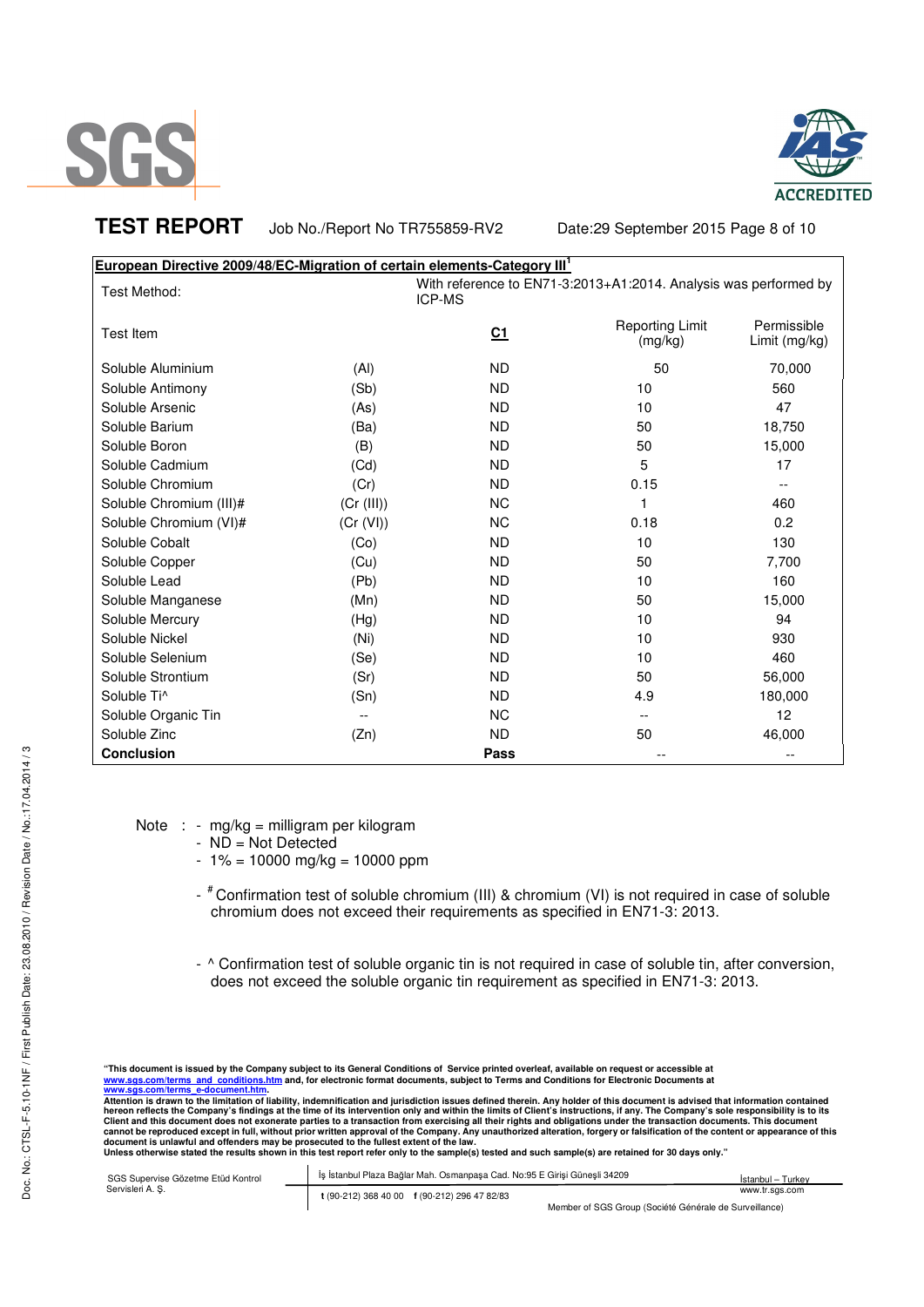**TEST REPORT** Job No./Report No TR755859-RV2 Date:29 September 2015

| **European Directive 2009/48/EC-Migration of certain elements-Category III**[1] | | | | |
|---|---|---|---|---|
| Test Method: | | With reference to EN71-3:2013+A1:2014. Analysis was performed by ICP-MS | | |
| Test Item | | **C1** | Reporting Limit (mg/kg) | Permissible Limit (mg/kg) |
| Soluble Aluminium | (Al) | ND | 50 | 70,000 |
| Soluble Antimony | (Sb) | ND | 10 | 560 |
| Soluble Arsenic | (As) | ND | 10 | 47 |
| Soluble Barium | (Ba) | ND | 50 | 18,750 |
| Soluble Boron | (B) | ND | 50 | 15,000 |
| Soluble Cadmium | (Cd) | ND | 5 | 17 |
| Soluble Chromium | (Cr) | ND | 0.15 | -- |
| Soluble Chromium (III)# | (Cr (III)) | NC | 1 | 460 |
| Soluble Chromium (VI)# | (Cr (VI)) | NC | 0.18 | 0.2 |
| Soluble Cobalt | (Co) | ND | 10 | 130 |
| Soluble Copper | (Cu) | ND | 50 | 7,700 |
| Soluble Lead | (Pb) | ND | 10 | 160 |
| Soluble Manganese | (Mn) | ND | 50 | 15,000 |
| Soluble Mercury | (Hg) | ND | 10 | 94 |
| Soluble Nickel | (Ni) | ND | 10 | 930 |
| Soluble Selenium | (Se) | ND | 10 | 460 |
| Soluble Strontium | (Sr) | ND | 50 | 56,000 |
| Soluble Ti^ | (Sn) | ND | 4.9 | 180,000 |
| Soluble Organic Tin | -- | NC | -- | 12 |
| Soluble Zinc | (Zn) | ND | 50 | 46,000 |
| **Conclusion** | | **Pass** | -- | -- |

Note :
- mg/kg = milligram per kilogram
- ND = Not Detected
- 1% = 10000 mg/kg = 10000 ppm
- # Confirmation test of soluble chromium (III) & chromium (VI) is not required in case of soluble chromium does not exceed their requirements as specified in EN71-3: 2013.
- ^ Confirmation test of soluble organic tin is not required in case of soluble tin, after conversion, does not exceed the soluble organic tin requirement as specified in EN71-3: 2013.

"This document is issued by the Company subject to its General Conditions of Service printed overleaf, available on request or accessible at www.sgs.com/terms_and_conditions.htm and, for electronic format documents, subject to Terms and Conditions for Electronic Documents at www.sgs.com/terms_e-document.htm.
Attention is drawn to the limitation of liability, indemnification and jurisdiction issues defined therein. Any holder of this document is advised that information contained hereon reflects the Company's findings at the time of its intervention only and within the limits of Client's instructions, if any. The Company's sole responsibility is to its Client and this document does not exonerate parties to a transaction from exercising all their rights and obligations under the transaction documents. This document cannot be reproduced except in full, without prior written approval of the Company. Any unauthorized alteration, forgery or falsification of the content or appearance of this document is unlawful and offenders may be prosecuted to the fullest extent of the law.
Unless otherwise stated the results shown in this test report refer only to the sample(s) tested and such sample(s) are retained for 30 days only."

SGS Supervise Gözetme Etüd Kontrol Servisleri A. Ş. | İş İstanbul Plaza Bağlar Mah. Osmanpaşa Cad. No:95 E Girişi Güneşli 34209 | İstanbul – Turkey
t (90-212) 368 40 00 f (90-212) 296 47 82/83 | www.tr.sgs.com

Member of SGS Group (Société Générale de Surveillance)

Doc. No.: CTSL-F-5.10-INF / First Publish Date: 23.08.2010 / Revision Date / No.:17.04.2014 / 3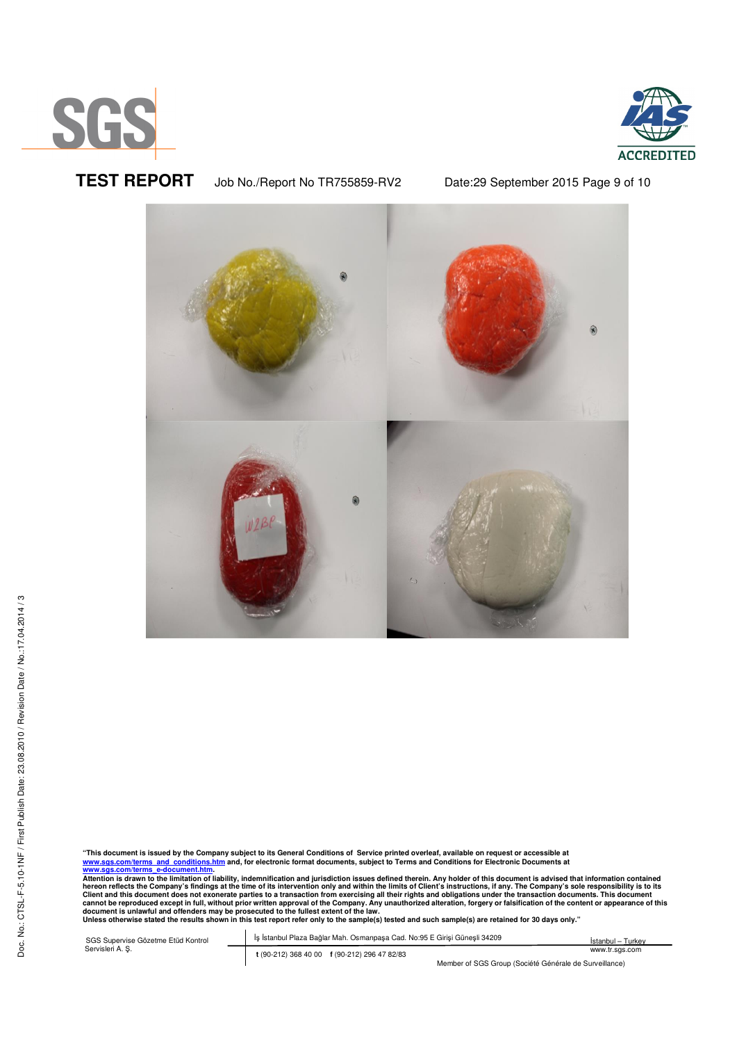# TEST REPORT

Job No./Report No TR755859-RV2

Date:29 September 2015

**"This document is issued by the Company subject to its General Conditions of Service printed overleaf, available on request or accessible at www.sgs.com/terms_and_conditions.htm and, for electronic format documents, subject to Terms and Conditions for Electronic Documents at www.sgs.com/terms_e-document.htm.**
**Attention is drawn to the limitation of liability, indemnification and jurisdiction issues defined therein. Any holder of this document is advised that information contained hereon reflects the Company's findings at the time of its intervention only and within the limits of Client's instructions, if any. The Company's sole responsibility is to its Client and this document does not exonerate parties to a transaction from exercising all their rights and obligations under the transaction documents. This document cannot be reproduced except in full, without prior written approval of the Company. Any unauthorized alteration, forgery or falsification of the content or appearance of this document is unlawful and offenders may be prosecuted to the fullest extent of the law.**
**Unless otherwise stated the results shown in this test report refer only to the sample(s) tested and such sample(s) are retained for 30 days only."**

SGS Supervise Gözetme Etüd Kontrol Servisleri A. Ş. | İş İstanbul Plaza Bağlar Mah. Osmanpaşa Cad. No:95 E Girişi Güneşli 34209 | İstanbul – Turkey

t (90-212) 368 40 00 f (90-212) 296 47 82/83 | www.tr.sgs.com

Member of SGS Group (Société Générale de Surveillance)

Doc. No.: CTSL-F-5.10-INF / First Publish Date: 23.08.2010 / Revision Date / No.:17.04.2014 / 3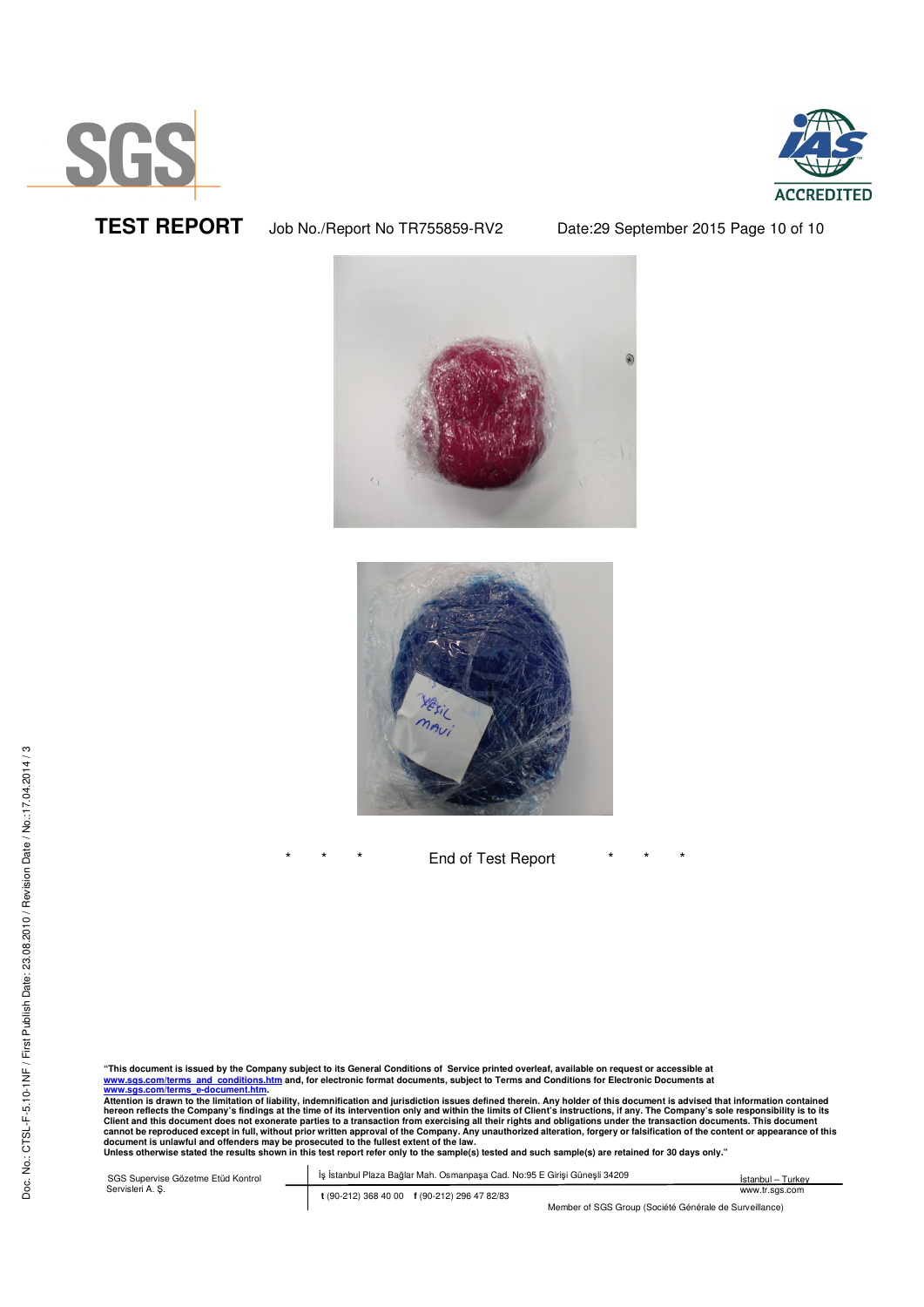*  *  *  End of Test Report  *  *  *

"This document is issued by the Company subject to its General Conditions of Service printed overleaf, available on request or accessible at www.sgs.com/terms_and_conditions.htm and, for electronic format documents, subject to Terms and Conditions for Electronic Documents at www.sgs.com/terms_e-document.htm.
Attention is drawn to the limitation of liability, indemnification and jurisdiction issues defined therein. Any holder of this document is advised that information contained hereon reflects the Company's findings at the time of its intervention only and within the limits of Client's instructions, if any. The Company's sole responsibility is to its Client and this document does not exonerate parties to a transaction from exercising all their rights and obligations under the transaction documents. This document cannot be reproduced except in full, without prior written approval of the Company. Any unauthorized alteration, forgery or falsification of the content or appearance of this document is unlawful and offenders may be prosecuted to the fullest extent of the law.
Unless otherwise stated the results shown in this test report refer only to the sample(s) tested and such sample(s) are retained for 30 days only."